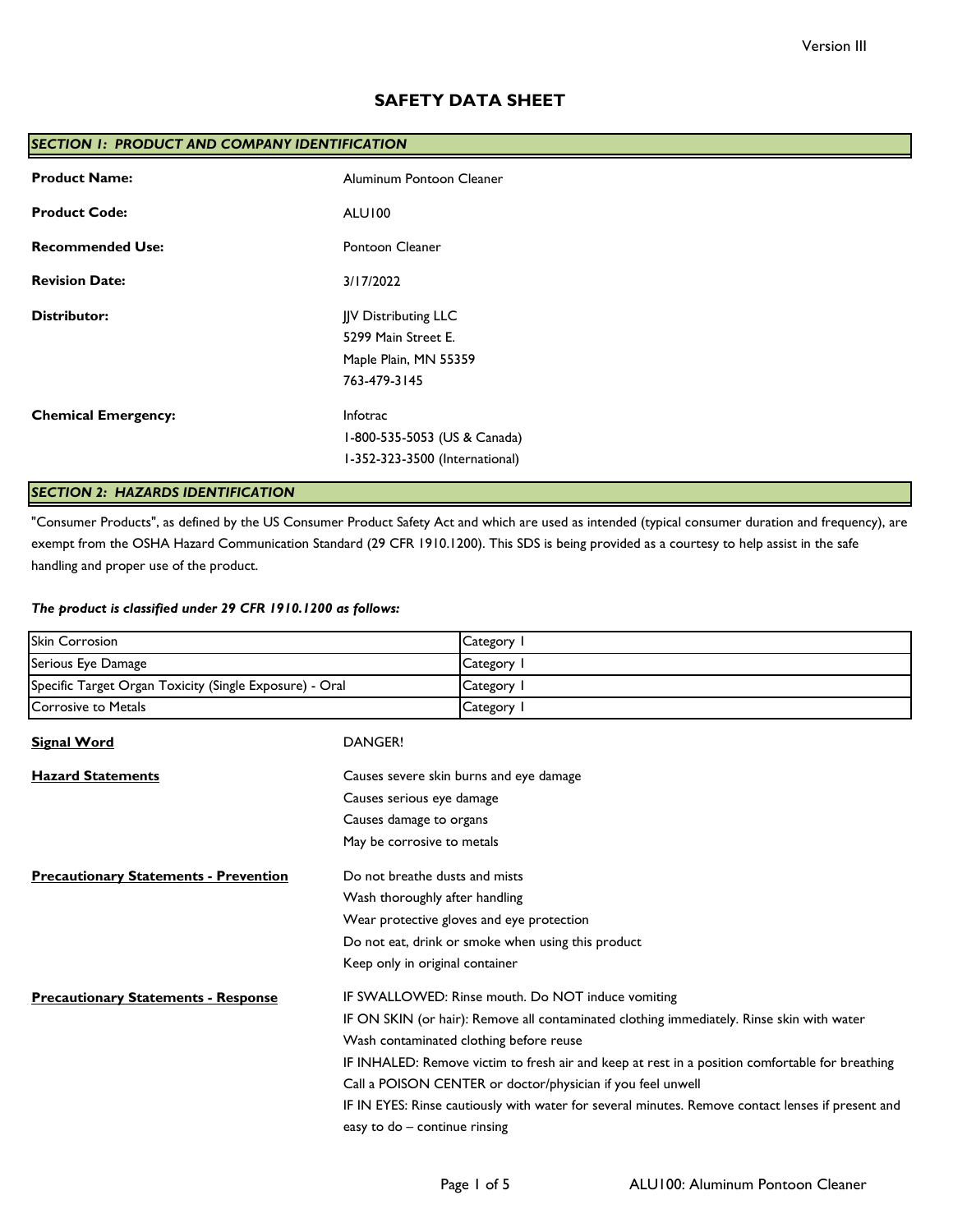# SAFETY DATA SHEET

## SECTION 1: PRODUCT AND COMPANY IDENTIFICATION

**Product Name:** Aluminum Pontoon Cleaner

**Product Code:** ALU100

**Recommended Use:** Pontoon Cleaner

**Revision Date:** 3/17/2022

**Distributor:** JJV Distributing LLC
5299 Main Street E.
Maple Plain, MN 55359
763-479-3145

**Chemical Emergency:** Infotrac
1-800-535-5053 (US & Canada)
1-352-323-3500 (International)

## SECTION 2: HAZARDS IDENTIFICATION

"Consumer Products", as defined by the US Consumer Product Safety Act and which are used as intended (typical consumer duration and frequency), are exempt from the OSHA Hazard Communication Standard (29 CFR 1910.1200). This SDS is being provided as a courtesy to help assist in the safe handling and proper use of the product.

***The product is classified under 29 CFR 1910.1200 as follows:***

| Hazard Class | Category |
|---|---|
| Skin Corrosion | Category 1 |
| Serious Eye Damage | Category 1 |
| Specific Target Organ Toxicity (Single Exposure) - Oral | Category 1 |
| Corrosive to Metals | Category 1 |

**Signal Word**

DANGER!

**Hazard Statements**

Causes severe skin burns and eye damage
Causes serious eye damage
Causes damage to organs
May be corrosive to metals

**Precautionary Statements - Prevention**

Do not breathe dusts and mists
Wash thoroughly after handling
Wear protective gloves and eye protection
Do not eat, drink or smoke when using this product
Keep only in original container

**Precautionary Statements - Response**

IF SWALLOWED: Rinse mouth. Do NOT induce vomiting
IF ON SKIN (or hair): Remove all contaminated clothing immediately. Rinse skin with water
Wash contaminated clothing before reuse
IF INHALED: Remove victim to fresh air and keep at rest in a position comfortable for breathing
Call a POISON CENTER or doctor/physician if you feel unwell
IF IN EYES: Rinse cautiously with water for several minutes. Remove contact lenses if present and easy to do – continue rinsing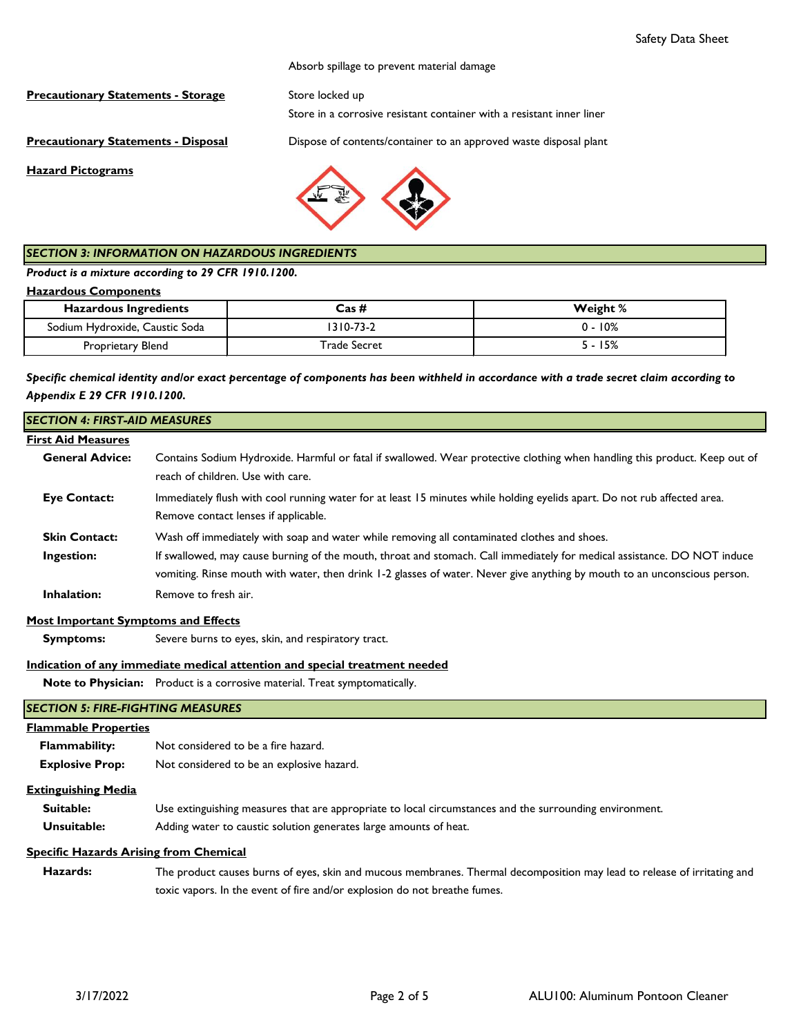Absorb spillage to prevent material damage

**Precautionary Statements - Storage**

Store locked up

Store in a corrosive resistant container with a resistant inner liner

**Precautionary Statements - Disposal**

Dispose of contents/container to an approved waste disposal plant

**Hazard Pictograms**

## SECTION 3: INFORMATION ON HAZARDOUS INGREDIENTS

***Product is a mixture according to 29 CFR 1910.1200.***

**Hazardous Components**

| Hazardous Ingredients | Cas # | Weight % |
|---|---|---|
| Sodium Hydroxide, Caustic Soda | 1310-73-2 | 0 - 10% |
| Proprietary Blend | Trade Secret | 5 - 15% |

***Specific chemical identity and/or exact percentage of components has been withheld in accordance with a trade secret claim according to Appendix E 29 CFR 1910.1200.***

## SECTION 4: FIRST-AID MEASURES

**First Aid Measures**

**General Advice:** Contains Sodium Hydroxide. Harmful or fatal if swallowed. Wear protective clothing when handling this product. Keep out of reach of children. Use with care.

**Eye Contact:** Immediately flush with cool running water for at least 15 minutes while holding eyelids apart. Do not rub affected area. Remove contact lenses if applicable.

**Skin Contact:** Wash off immediately with soap and water while removing all contaminated clothes and shoes.

**Ingestion:** If swallowed, may cause burning of the mouth, throat and stomach. Call immediately for medical assistance. DO NOT induce vomiting. Rinse mouth with water, then drink 1-2 glasses of water. Never give anything by mouth to an unconscious person.

**Inhalation:** Remove to fresh air.

**Most Important Symptoms and Effects**

**Symptoms:** Severe burns to eyes, skin, and respiratory tract.

**Indication of any immediate medical attention and special treatment needed**

**Note to Physician:** Product is a corrosive material. Treat symptomatically.

## SECTION 5: FIRE-FIGHTING MEASURES

**Flammable Properties**

**Flammability:** Not considered to be a fire hazard.

**Explosive Prop:** Not considered to be an explosive hazard.

**Extinguishing Media**

**Suitable:** Use extinguishing measures that are appropriate to local circumstances and the surrounding environment.

**Unsuitable:** Adding water to caustic solution generates large amounts of heat.

**Specific Hazards Arising from Chemical**

**Hazards:** The product causes burns of eyes, skin and mucous membranes. Thermal decomposition may lead to release of irritating and toxic vapors. In the event of fire and/or explosion do not breathe fumes.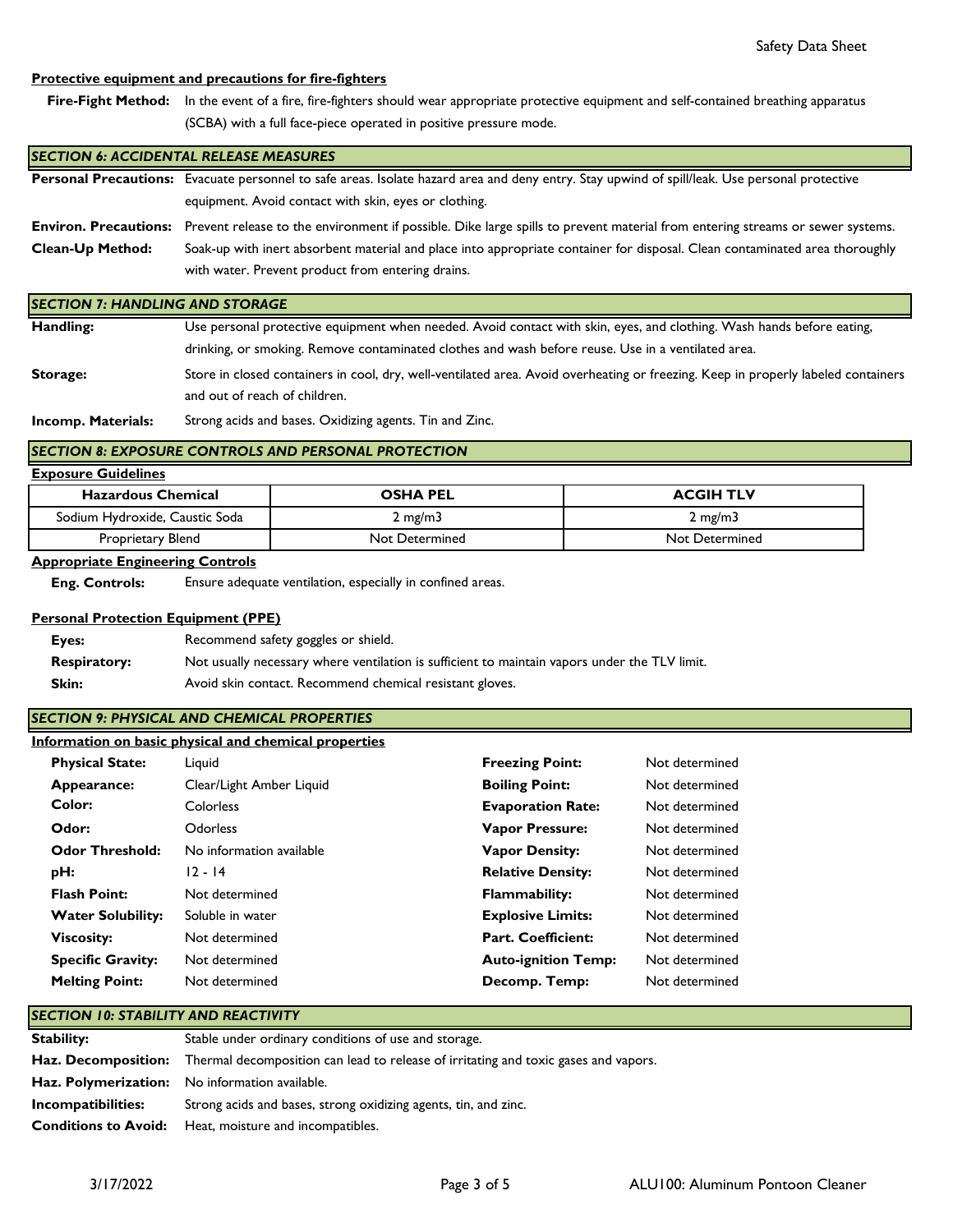**Protective equipment and precautions for fire-fighters**

**Fire-Fight Method:** In the event of a fire, fire-fighters should wear appropriate protective equipment and self-contained breathing apparatus (SCBA) with a full face-piece operated in positive pressure mode.

## *SECTION 6: ACCIDENTAL RELEASE MEASURES*

**Personal Precautions:** Evacuate personnel to safe areas. Isolate hazard area and deny entry. Stay upwind of spill/leak. Use personal protective equipment. Avoid contact with skin, eyes or clothing.

**Environ. Precautions:** Prevent release to the environment if possible. Dike large spills to prevent material from entering streams or sewer systems.

**Clean-Up Method:** Soak-up with inert absorbent material and place into appropriate container for disposal. Clean contaminated area thoroughly with water. Prevent product from entering drains.

## *SECTION 7: HANDLING AND STORAGE*

**Handling:** Use personal protective equipment when needed. Avoid contact with skin, eyes, and clothing. Wash hands before eating, drinking, or smoking. Remove contaminated clothes and wash before reuse. Use in a ventilated area.

**Storage:** Store in closed containers in cool, dry, well-ventilated area. Avoid overheating or freezing. Keep in properly labeled containers and out of reach of children.

**Incomp. Materials:** Strong acids and bases. Oxidizing agents. Tin and Zinc.

## *SECTION 8: EXPOSURE CONTROLS AND PERSONAL PROTECTION*

**Exposure Guidelines**

| Hazardous Chemical | OSHA PEL | ACGIH TLV |
|---|---|---|
| Sodium Hydroxide, Caustic Soda | 2 mg/m3 | 2 mg/m3 |
| Proprietary Blend | Not Determined | Not Determined |

**Appropriate Engineering Controls**

**Eng. Controls:** Ensure adequate ventilation, especially in confined areas.

**Personal Protection Equipment (PPE)**

**Eyes:** Recommend safety goggles or shield.

**Respiratory:** Not usually necessary where ventilation is sufficient to maintain vapors under the TLV limit.

**Skin:** Avoid skin contact. Recommend chemical resistant gloves.

## *SECTION 9: PHYSICAL AND CHEMICAL PROPERTIES*

**Information on basic physical and chemical properties**

| | | | |
|---|---|---|---|
| **Physical State:** | Liquid | **Freezing Point:** | Not determined |
| **Appearance:** | Clear/Light Amber Liquid | **Boiling Point:** | Not determined |
| **Color:** | Colorless | **Evaporation Rate:** | Not determined |
| **Odor:** | Odorless | **Vapor Pressure:** | Not determined |
| **Odor Threshold:** | No information available | **Vapor Density:** | Not determined |
| **pH:** | 12 - 14 | **Relative Density:** | Not determined |
| **Flash Point:** | Not determined | **Flammability:** | Not determined |
| **Water Solubility:** | Soluble in water | **Explosive Limits:** | Not determined |
| **Viscosity:** | Not determined | **Part. Coefficient:** | Not determined |
| **Specific Gravity:** | Not determined | **Auto-ignition Temp:** | Not determined |
| **Melting Point:** | Not determined | **Decomp. Temp:** | Not determined |

## *SECTION 10: STABILITY AND REACTIVITY*

**Stability:** Stable under ordinary conditions of use and storage.

**Haz. Decomposition:** Thermal decomposition can lead to release of irritating and toxic gases and vapors.

**Haz. Polymerization:** No information available.

**Incompatibilities:** Strong acids and bases, strong oxidizing agents, tin, and zinc.

**Conditions to Avoid:** Heat, moisture and incompatibles.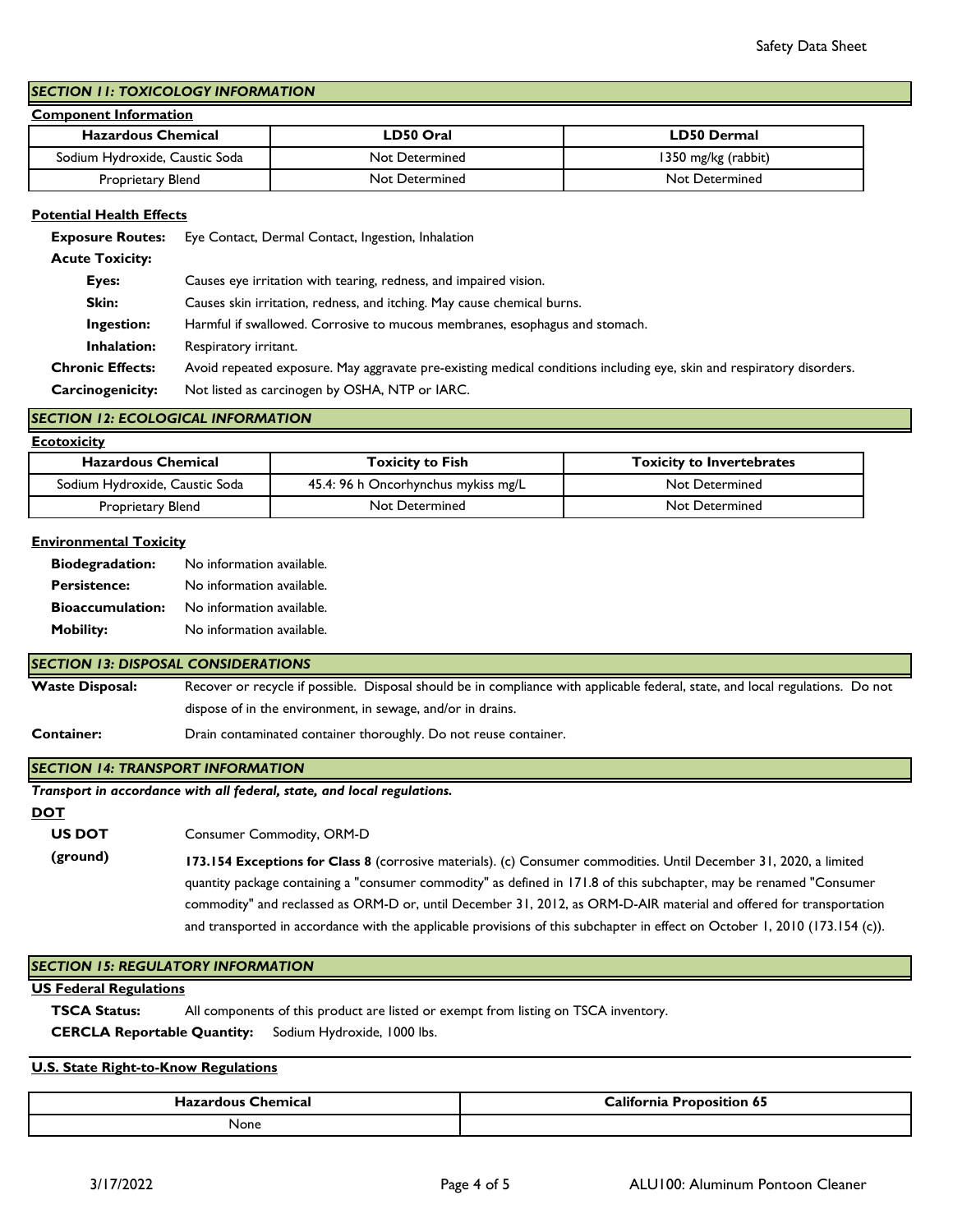## SECTION 11: TOXICOLOGY INFORMATION

**Component Information**

| Hazardous Chemical | LD50 Oral | LD50 Dermal |
|---|---|---|
| Sodium Hydroxide, Caustic Soda | Not Determined | 1350 mg/kg (rabbit) |
| Proprietary Blend | Not Determined | Not Determined |

**Potential Health Effects**

**Exposure Routes:** Eye Contact, Dermal Contact, Ingestion, Inhalation

**Acute Toxicity:**

- **Eyes:** Causes eye irritation with tearing, redness, and impaired vision.
- **Skin:** Causes skin irritation, redness, and itching. May cause chemical burns.
- **Ingestion:** Harmful if swallowed. Corrosive to mucous membranes, esophagus and stomach.
- **Inhalation:** Respiratory irritant.

**Chronic Effects:** Avoid repeated exposure. May aggravate pre-existing medical conditions including eye, skin and respiratory disorders.

**Carcinogenicity:** Not listed as carcinogen by OSHA, NTP or IARC.

## SECTION 12: ECOLOGICAL INFORMATION

**Ecotoxicity**

| Hazardous Chemical | Toxicity to Fish | Toxicity to Invertebrates |
|---|---|---|
| Sodium Hydroxide, Caustic Soda | 45.4: 96 h Oncorhynchus mykiss mg/L | Not Determined |
| Proprietary Blend | Not Determined | Not Determined |

**Environmental Toxicity**

**Biodegradation:** No information available.

**Persistence:** No information available.

**Bioaccumulation:** No information available.

**Mobility:** No information available.

## SECTION 13: DISPOSAL CONSIDERATIONS

**Waste Disposal:** Recover or recycle if possible. Disposal should be in compliance with applicable federal, state, and local regulations. Do not dispose of in the environment, in sewage, and/or in drains.

**Container:** Drain contaminated container thoroughly. Do not reuse container.

## SECTION 14: TRANSPORT INFORMATION

***Transport in accordance with all federal, state, and local regulations.***

**DOT**

**US DOT** Consumer Commodity, ORM-D

**(ground)** **173.154 Exceptions for Class 8** (corrosive materials). (c) Consumer commodities. Until December 31, 2020, a limited quantity package containing a "consumer commodity" as defined in 171.8 of this subchapter, may be renamed "Consumer commodity" and reclassed as ORM-D or, until December 31, 2012, as ORM-D-AIR material and offered for transportation and transported in accordance with the applicable provisions of this subchapter in effect on October 1, 2010 (173.154 (c)).

## SECTION 15: REGULATORY INFORMATION

**US Federal Regulations**

**TSCA Status:** All components of this product are listed or exempt from listing on TSCA inventory.

**CERCLA Reportable Quantity:** Sodium Hydroxide, 1000 lbs.

**U.S. State Right-to-Know Regulations**

| Hazardous Chemical | California Proposition 65 |
|---|---|
| None | |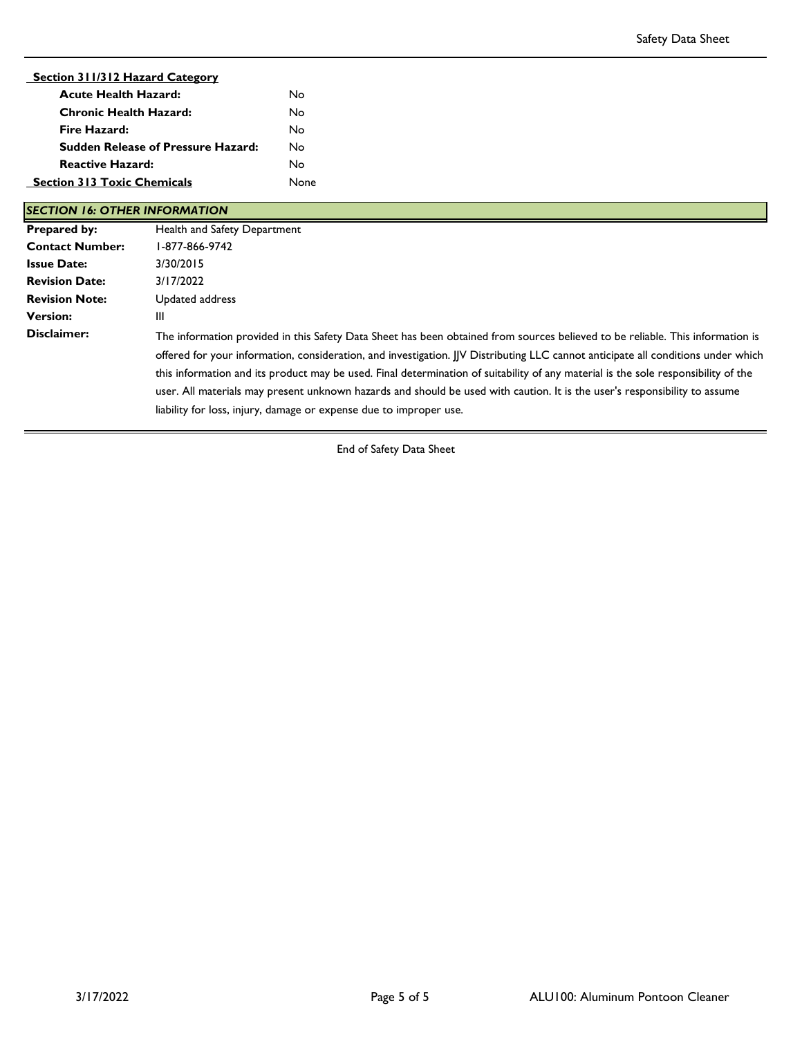**Section 311/312 Hazard Category**

| | |
|---|---|
| **Acute Health Hazard:** | No |
| **Chronic Health Hazard:** | No |
| **Fire Hazard:** | No |
| **Sudden Release of Pressure Hazard:** | No |
| **Reactive Hazard:** | No |
| **Section 313 Toxic Chemicals** | None |

## *SECTION 16: OTHER INFORMATION*

| | |
|---|---|
| **Prepared by:** | Health and Safety Department |
| **Contact Number:** | 1-877-866-9742 |
| **Issue Date:** | 3/30/2015 |
| **Revision Date:** | 3/17/2022 |
| **Revision Note:** | Updated address |
| **Version:** | III |
| **Disclaimer:** | The information provided in this Safety Data Sheet has been obtained from sources believed to be reliable. This information is offered for your information, consideration, and investigation. JJV Distributing LLC cannot anticipate all conditions under which this information and its product may be used. Final determination of suitability of any material is the sole responsibility of the user. All materials may present unknown hazards and should be used with caution. It is the user's responsibility to assume liability for loss, injury, damage or expense due to improper use. |

End of Safety Data Sheet